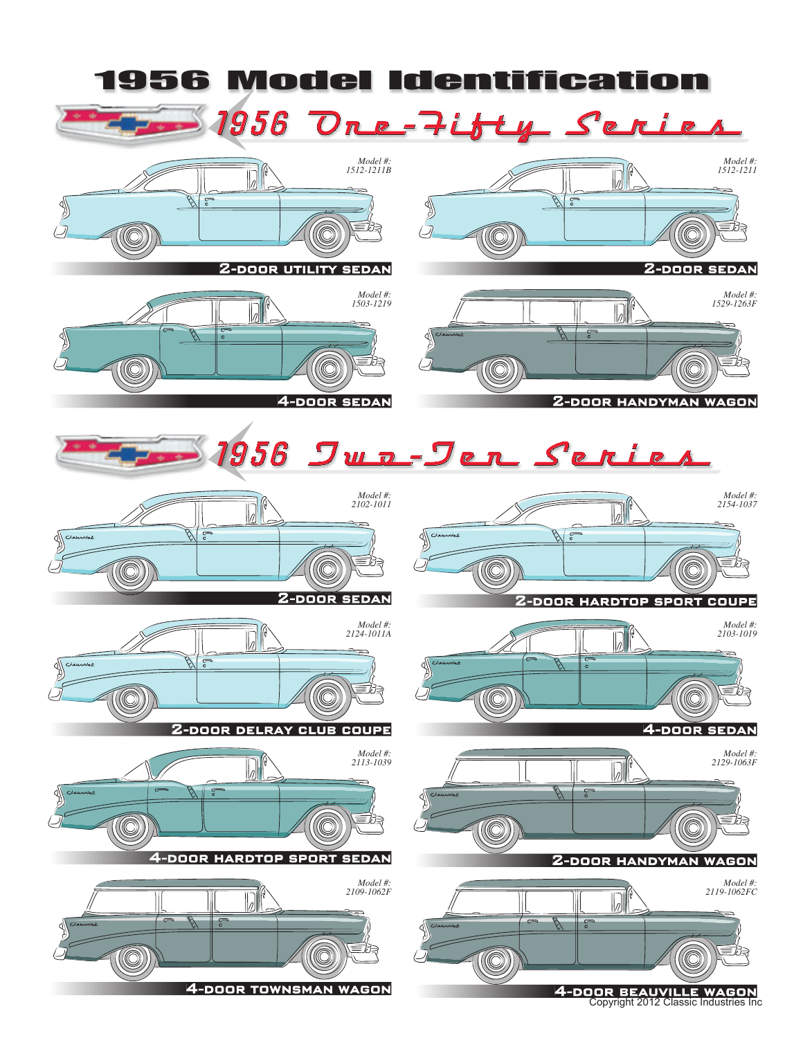# 1956 Model Identification

## 1956 One-Fifty Series

*Model #: 1512-1211B*

**2-DOOR UTILITY SEDAN**

*Model #: 1512-1211*

**2-DOOR SEDAN**

*Model #: 1503-1219*

**4-DOOR SEDAN**

*Model #: 1529-1263F*

**2-DOOR HANDYMAN WAGON**

## 1956 Two-Ten Series

*Model #: 2102-1011*

**2-DOOR SEDAN**

*Model #: 2154-1037*

**2-DOOR HARDTOP SPORT COUPE**

*Model #: 2124-1011A*

**2-DOOR DELRAY CLUB COUPE**

*Model #: 2103-1019*

**4-DOOR SEDAN**

*Model #: 2113-1039*

**4-DOOR HARDTOP SPORT SEDAN**

*Model #: 2129-1063F*

**2-DOOR HANDYMAN WAGON**

*Model #: 2109-1062F*

**4-DOOR TOWNSMAN WAGON**

*Model #: 2119-1062FC*

**4-DOOR BEAUVILLE WAGON**

Copyright 2012 Classic Industries Inc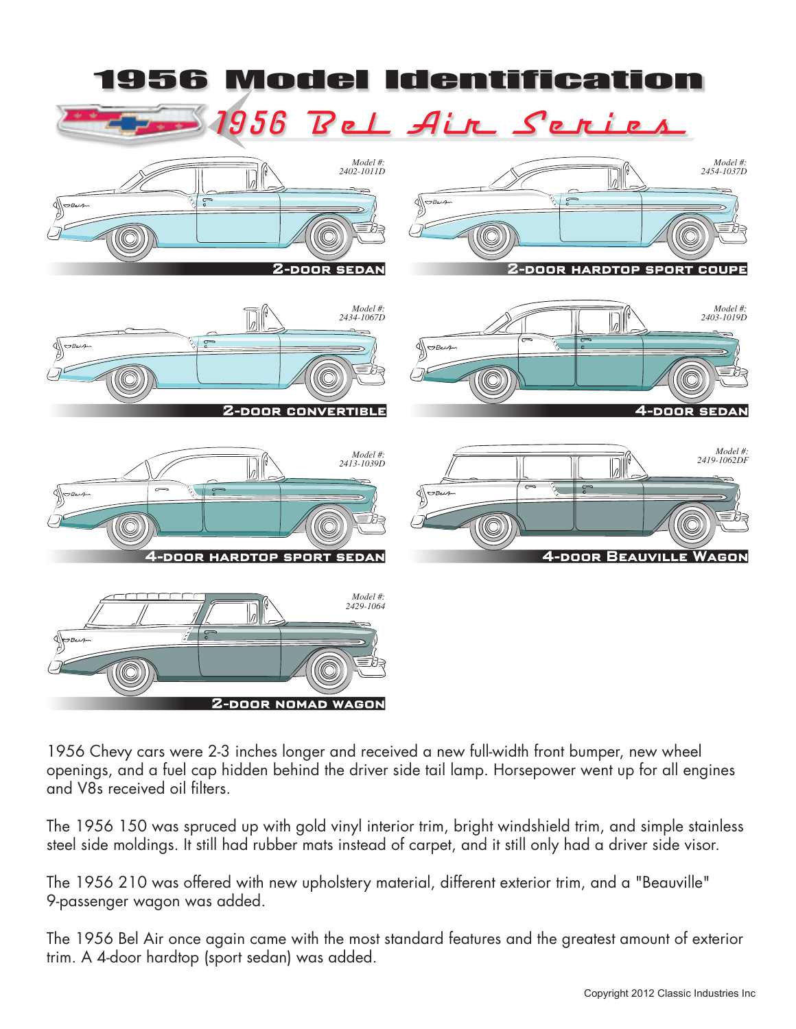# 1956 Model Identification

## 1956 Bel Air Series

Model #: 2402-1011D

**2-DOOR SEDAN**

Model #: 2454-1037D

**2-DOOR HARDTOP SPORT COUPE**

Model #: 2434-1067D

**2-DOOR CONVERTIBLE**

Model #: 2403-1019D

**4-DOOR SEDAN**

Model #: 2413-1039D

**4-DOOR HARDTOP SPORT SEDAN**

Model #: 2419-1062DF

**4-DOOR BEAUVILLE WAGON**

Model #: 2429-1064

**2-DOOR NOMAD WAGON**

1956 Chevy cars were 2-3 inches longer and received a new full-width front bumper, new wheel openings, and a fuel cap hidden behind the driver side tail lamp. Horsepower went up for all engines and V8s received oil filters.

The 1956 150 was spruced up with gold vinyl interior trim, bright windshield trim, and simple stainless steel side moldings. It still had rubber mats instead of carpet, and it still only had a driver side visor.

The 1956 210 was offered with new upholstery material, different exterior trim, and a "Beauville" 9-passenger wagon was added.

The 1956 Bel Air once again came with the most standard features and the greatest amount of exterior trim. A 4-door hardtop (sport sedan) was added.

Copyright 2012 Classic Industries Inc